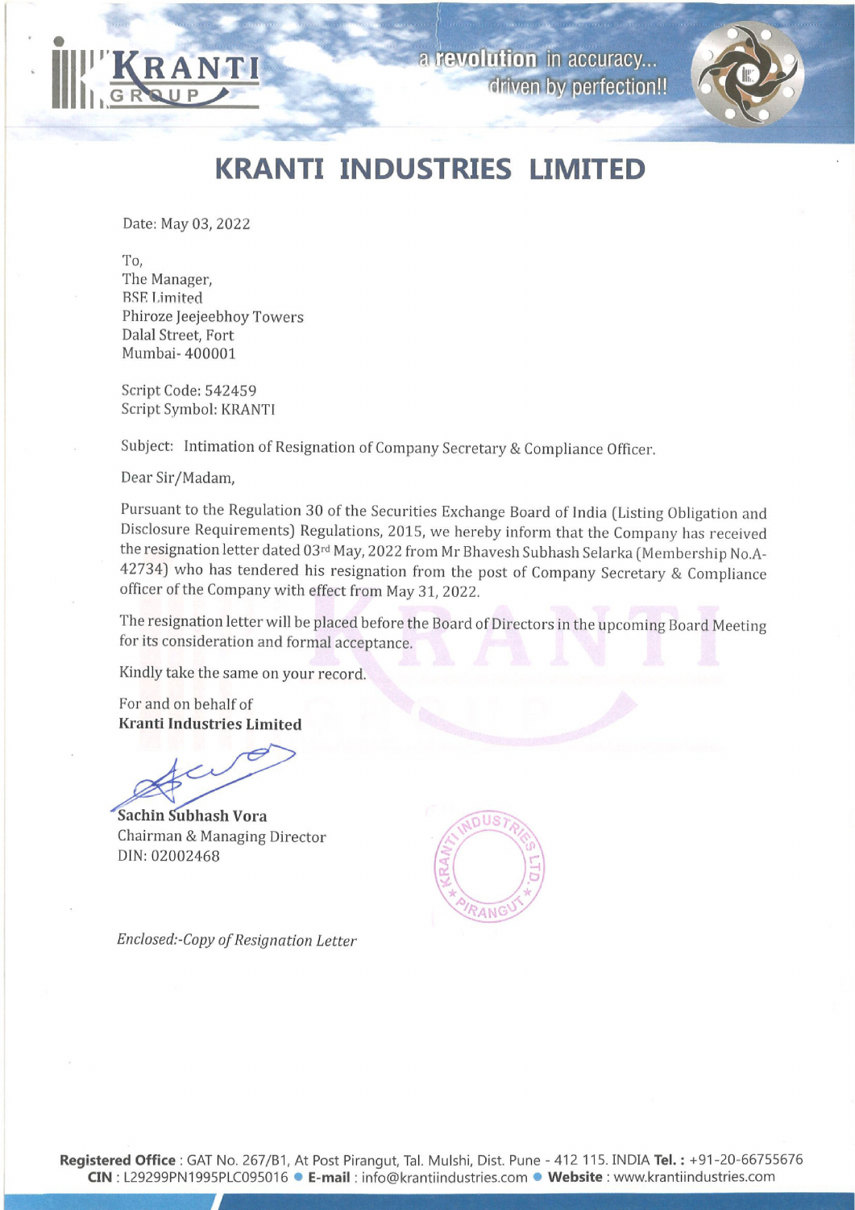KRANTI GROUP

a revolution in accuracy... driven by perfection!!

# KRANTI INDUSTRIES LIMITED

Date: May 03, 2022

To,
The Manager,
BSE Limited
Phiroze Jeejeebhoy Towers
Dalal Street, Fort
Mumbai- 400001

Script Code: 542459
Script Symbol: KRANTI

Subject: Intimation of Resignation of Company Secretary & Compliance Officer.

Dear Sir/Madam,

Pursuant to the Regulation 30 of the Securities Exchange Board of India (Listing Obligation and Disclosure Requirements) Regulations, 2015, we hereby inform that the Company has received the resignation letter dated 03rd May, 2022 from Mr Bhavesh Subhash Selarka (Membership No.A-42734) who has tendered his resignation from the post of Company Secretary & Compliance officer of the Company with effect from May 31, 2022.

The resignation letter will be placed before the Board of Directors in the upcoming Board Meeting for its consideration and formal acceptance.

Kindly take the same on your record.

For and on behalf of
**Kranti Industries Limited**

**Sachin Subhash Vora**
Chairman & Managing Director
DIN: 02002468

KRANTI INDUSTRIES LTD. * PIRANGUT *

*Enclosed:-Copy of Resignation Letter*

**Registered Office** : GAT No. 267/B1, At Post Pirangut, Tal. Mulshi, Dist. Pune - 412 115. INDIA **Tel.** : +91-20-66755676
**CIN** : L29299PN1995PLC095016 • **E-mail** : info@krantiindustries.com • **Website** : www.krantiindustries.com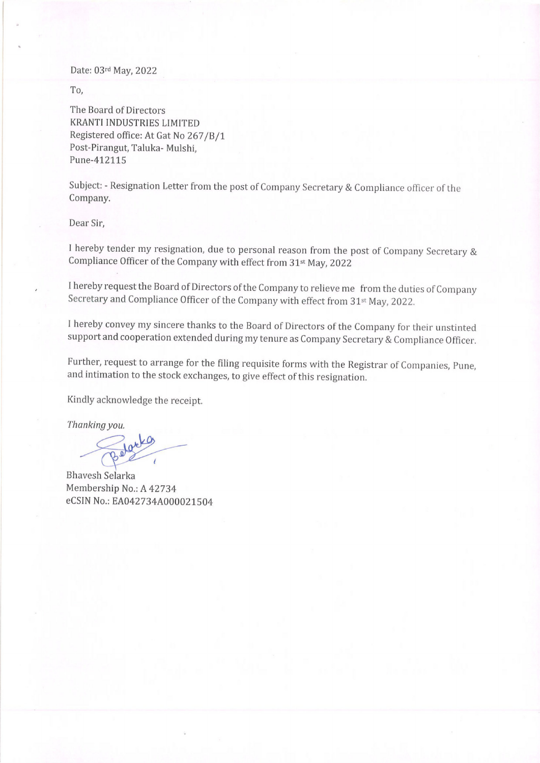Date: 03rd May, 2022

To,

The Board of Directors
KRANTI INDUSTRIES LIMITED
Registered office: At Gat No 267/B/1
Post-Pirangut, Taluka- Mulshi,
Pune-412115

Subject: - Resignation Letter from the post of Company Secretary & Compliance officer of the Company.

Dear Sir,

I hereby tender my resignation, due to personal reason from the post of Company Secretary & Compliance Officer of the Company with effect from 31st May, 2022

I hereby request the Board of Directors of the Company to relieve me from the duties of Company Secretary and Compliance Officer of the Company with effect from 31st May, 2022.

I hereby convey my sincere thanks to the Board of Directors of the Company for their unstinted support and cooperation extended during my tenure as Company Secretary & Compliance Officer.

Further, request to arrange for the filing requisite forms with the Registrar of Companies, Pune, and intimation to the stock exchanges, to give effect of this resignation.

Kindly acknowledge the receipt.

*Thanking you.*

Bhavesh Selarka
Membership No.: A 42734
eCSIN No.: EA042734A000021504